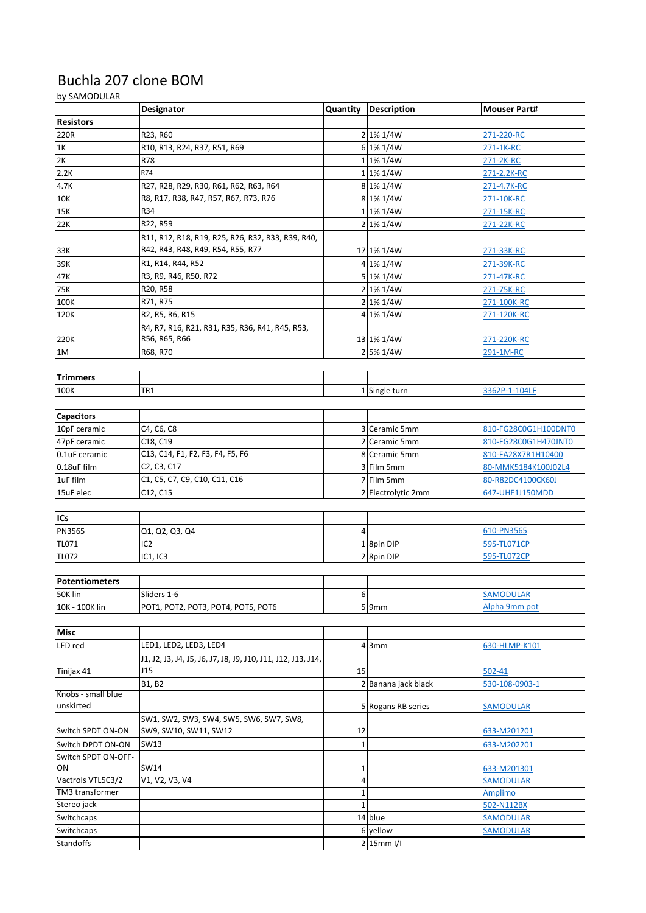# Buchla 207 clone BOM

by SAMODULAR

| | Designator | Quantity | Description | Mouser Part# |
|---|---|---|---|---|
| **Resistors** | | | | |
| 220R | R23, R60 | 2 | 1% 1/4W | 271-220-RC |
| 1K | R10, R13, R24, R37, R51, R69 | 6 | 1% 1/4W | 271-1K-RC |
| 2K | R78 | 1 | 1% 1/4W | 271-2K-RC |
| 2.2K | R74 | 1 | 1% 1/4W | 271-2.2K-RC |
| 4.7K | R27, R28, R29, R30, R61, R62, R63, R64 | 8 | 1% 1/4W | 271-4.7K-RC |
| 10K | R8, R17, R38, R47, R57, R67, R73, R76 | 8 | 1% 1/4W | 271-10K-RC |
| 15K | R34 | 1 | 1% 1/4W | 271-15K-RC |
| 22K | R22, R59 | 2 | 1% 1/4W | 271-22K-RC |
| 33K | R11, R12, R18, R19, R25, R26, R32, R33, R39, R40, R42, R43, R48, R49, R54, R55, R77 | 17 | 1% 1/4W | 271-33K-RC |
| 39K | R1, R14, R44, R52 | 4 | 1% 1/4W | 271-39K-RC |
| 47K | R3, R9, R46, R50, R72 | 5 | 1% 1/4W | 271-47K-RC |
| 75K | R20, R58 | 2 | 1% 1/4W | 271-75K-RC |
| 100K | R71, R75 | 2 | 1% 1/4W | 271-100K-RC |
| 120K | R2, R5, R6, R15 | 4 | 1% 1/4W | 271-120K-RC |
| 220K | R4, R7, R16, R21, R31, R35, R36, R41, R45, R53, R56, R65, R66 | 13 | 1% 1/4W | 271-220K-RC |
| 1M | R68, R70 | 2 | 5% 1/4W | 291-1M-RC |

| **Trimmers** | | | | |
|---|---|---|---|---|
| 100K | TR1 | 1 | Single turn | 3362P-1-104LF |

| **Capacitors** | | | | |
|---|---|---|---|---|
| 10pF ceramic | C4, C6, C8 | 3 | Ceramic 5mm | 810-FG28C0G1H100DNT0 |
| 47pF ceramic | C18, C19 | 2 | Ceramic 5mm | 810-FG28C0G1H470JNT0 |
| 0.1uF ceramic | C13, C14, F1, F2, F3, F4, F5, F6 | 8 | Ceramic 5mm | 810-FA28X7R1H10400 |
| 0.18uF film | C2, C3, C17 | 3 | Film 5mm | 80-MMK5184K100J02L4 |
| 1uF film | C1, C5, C7, C9, C10, C11, C16 | 7 | Film 5mm | 80-R82DC4100CK60J |
| 15uF elec | C12, C15 | 2 | Electrolytic 2mm | 647-UHE1J150MDD |

| **ICs** | | | | |
|---|---|---|---|---|
| PN3565 | Q1, Q2, Q3, Q4 | 4 | | 610-PN3565 |
| TL071 | IC2 | 1 | 8pin DIP | 595-TL071CP |
| TL072 | IC1, IC3 | 2 | 8pin DIP | 595-TL072CP |

| **Potentiometers** | | | | |
|---|---|---|---|---|
| 50K lin | Sliders 1-6 | 6 | | SAMODULAR |
| 10K - 100K lin | POT1, POT2, POT3, POT4, POT5, POT6 | 5 | 9mm | Alpha 9mm pot |

| **Misc** | | | | |
|---|---|---|---|---|
| LED red | LED1, LED2, LED3, LED4 | 4 | 3mm | 630-HLMP-K101 |
| Tinijax 41 | J1, J2, J3, J4, J5, J6, J7, J8, J9, J10, J11, J12, J13, J14, J15 | 15 | | 502-41 |
| | B1, B2 | 2 | Banana jack black | 530-108-0903-1 |
| Knobs - small blue unskirted | | 5 | Rogans RB series | SAMODULAR |
| Switch SPDT ON-ON | SW1, SW2, SW3, SW4, SW5, SW6, SW7, SW8, SW9, SW10, SW11, SW12 | 12 | | 633-M201201 |
| Switch DPDT ON-ON | SW13 | 1 | | 633-M202201 |
| Switch SPDT ON-OFF-ON | SW14 | 1 | | 633-M201301 |
| Vactrols VTL5C3/2 | V1, V2, V3, V4 | 4 | | SAMODULAR |
| TM3 transformer | | 1 | | Amplimo |
| Stereo jack | | 1 | | 502-N112BX |
| Switchcaps | | 14 | blue | SAMODULAR |
| Switchcaps | | 6 | yellow | SAMODULAR |
| Standoffs | | 2 | 15mm I/I | |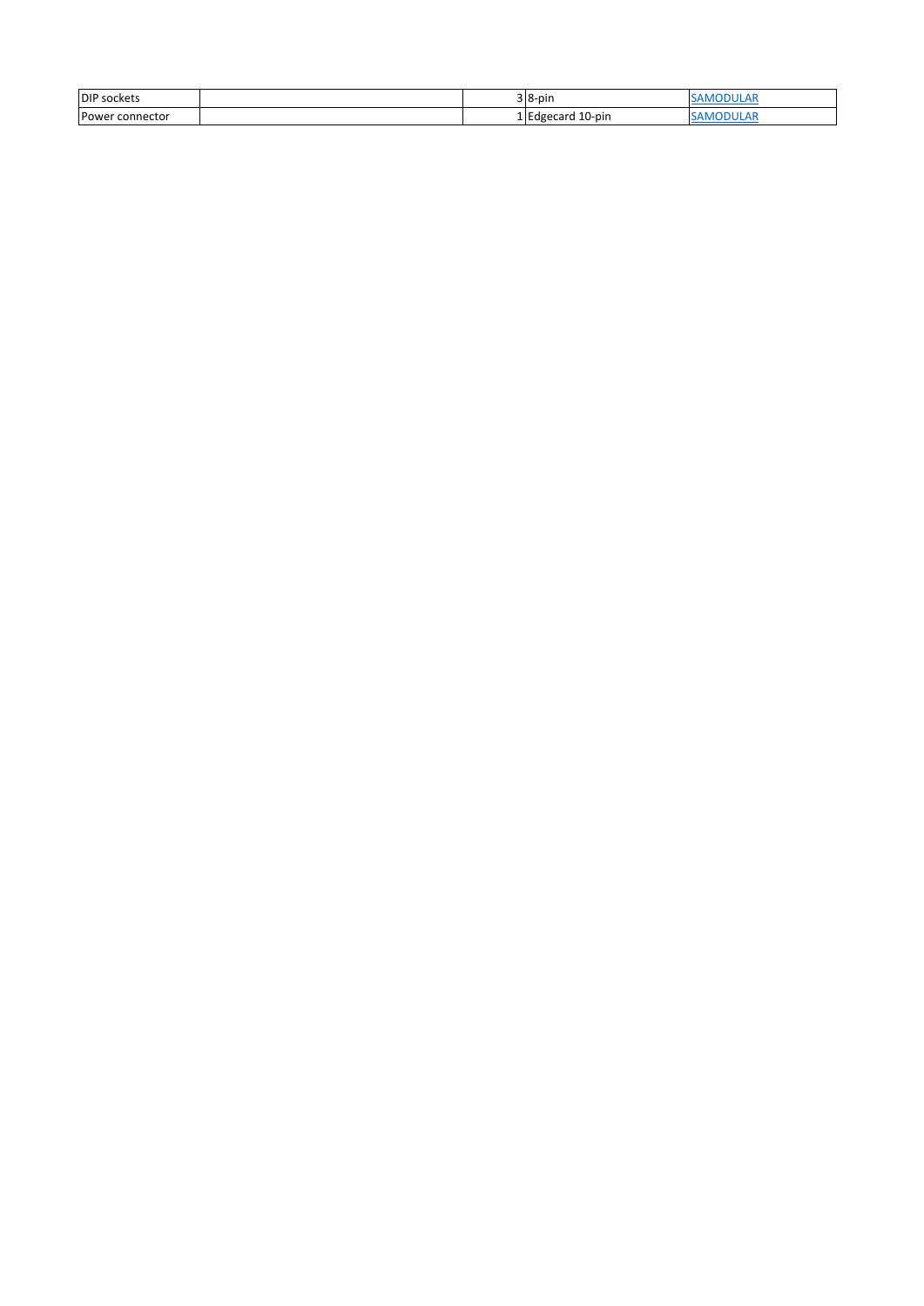| | | | | |
|---|---|---|---|---|
| DIP sockets | | 3 | 8-pin | SAMODULAR |
| Power connector | | 1 | Edgecard 10-pin | SAMODULAR |